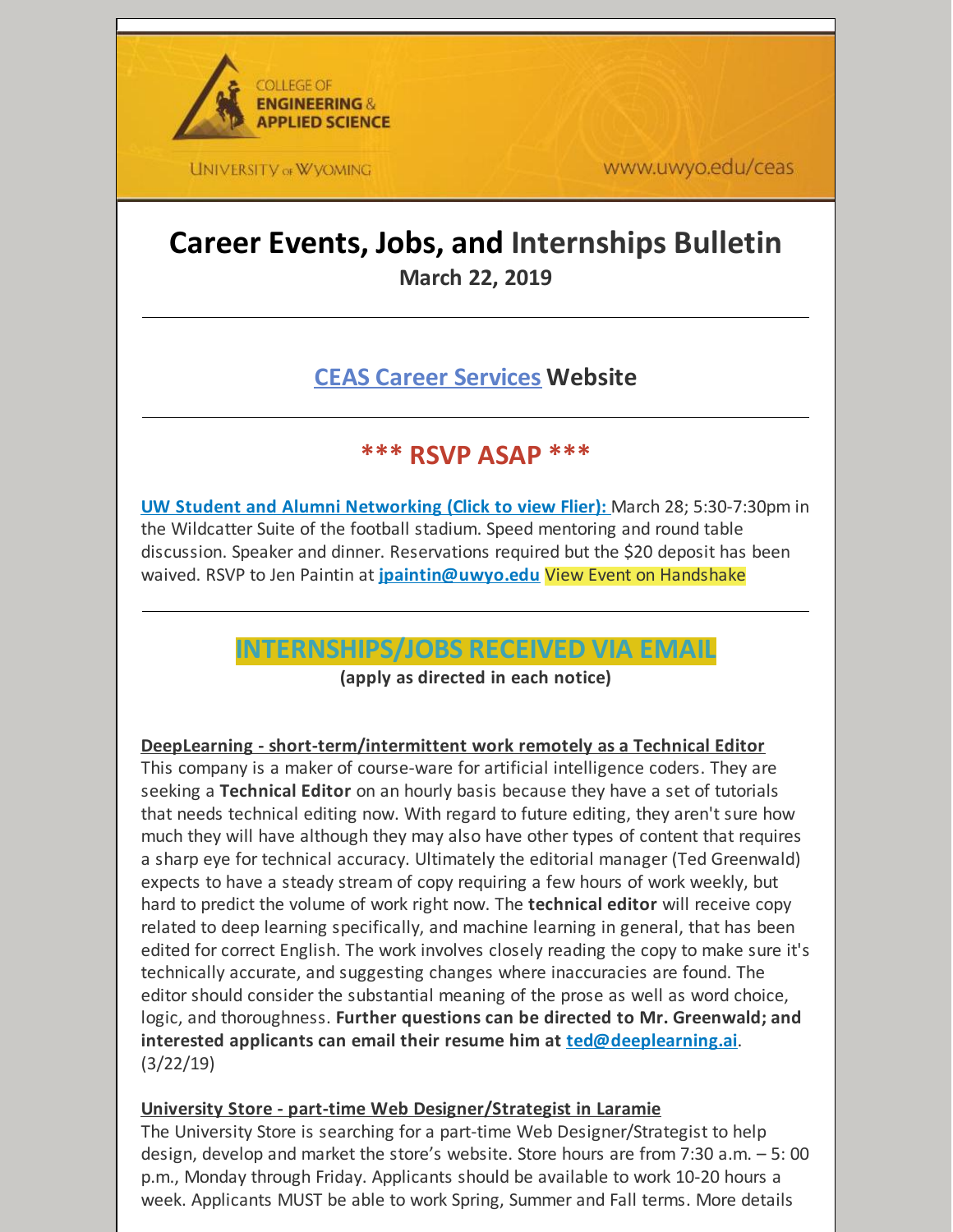COLLEGE OF **ENGINEERING & APPLIED SCIENCE**

UNIVERSITY of WYOMING

www.uwyo.edu/ceas

# Career Events, Jobs, and Internships Bulletin

**March 22, 2019**

---

## CEAS Career Services Website

---

## *** RSVP ASAP ***

**UW Student and Alumni Networking (Click to view Flier):** March 28; 5:30-7:30pm in the Wildcatter Suite of the football stadium. Speed mentoring and round table discussion. Speaker and dinner. Reservations required but the $20 deposit has been waived. RSVP to Jen Paintin at **jpaintin@uwyo.edu** View Event on Handshake

---

## INTERNSHIPS/JOBS RECEIVED VIA EMAIL

**(apply as directed in each notice)**

**DeepLearning - short-term/intermittent work remotely as a Technical Editor**

This company is a maker of course-ware for artificial intelligence coders. They are seeking a **Technical Editor** on an hourly basis because they have a set of tutorials that needs technical editing now. With regard to future editing, they aren't sure how much they will have although they may also have other types of content that requires a sharp eye for technical accuracy. Ultimately the editorial manager (Ted Greenwald) expects to have a steady stream of copy requiring a few hours of work weekly, but hard to predict the volume of work right now. The **technical editor** will receive copy related to deep learning specifically, and machine learning in general, that has been edited for correct English. The work involves closely reading the copy to make sure it's technically accurate, and suggesting changes where inaccuracies are found. The editor should consider the substantial meaning of the prose as well as word choice, logic, and thoroughness. **Further questions can be directed to Mr. Greenwald; and interested applicants can email their resume him at ted@deeplearning.ai**. (3/22/19)

**University Store - part-time Web Designer/Strategist in Laramie**

The University Store is searching for a part-time Web Designer/Strategist to help design, develop and market the store's website. Store hours are from 7:30 a.m. – 5: 00 p.m., Monday through Friday. Applicants should be available to work 10-20 hours a week. Applicants MUST be able to work Spring, Summer and Fall terms. More details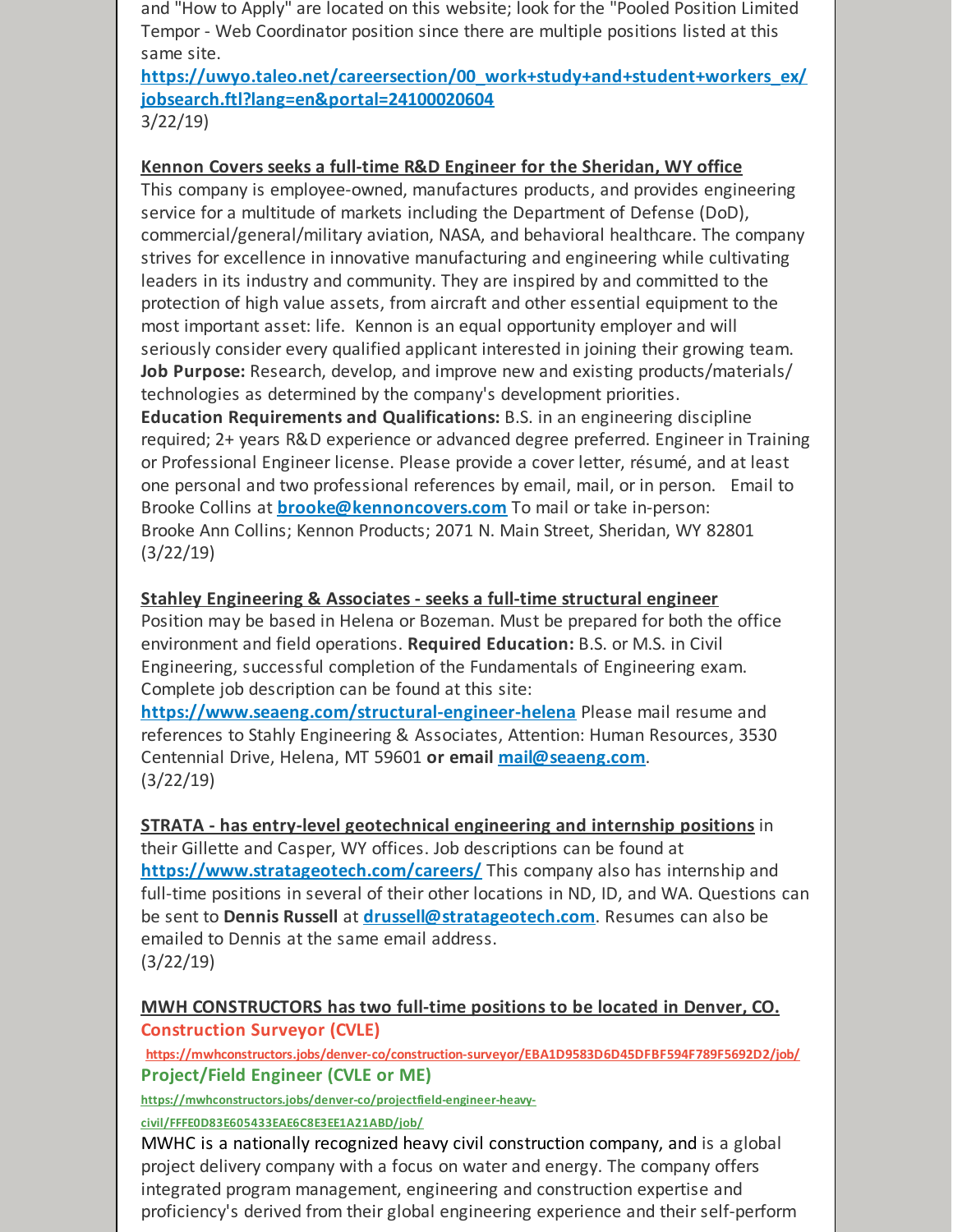and "How to Apply" are located on this website; look for the "Pooled Position Limited Tempor - Web Coordinator position since there are multiple positions listed at this same site.
**[https://uwyo.taleo.net/careersection/00_work+study+and+student+workers_ex/jobsearch.ftl?lang=en&portal=24100020604](https://uwyo.taleo.net/careersection/00_work+study+and+student+workers_ex/jobsearch.ftl?lang=en&portal=24100020604)**
3/22/19)

**Kennon Covers seeks a full-time R&D Engineer for the Sheridan, WY office**
This company is employee-owned, manufactures products, and provides engineering service for a multitude of markets including the Department of Defense (DoD), commercial/general/military aviation, NASA, and behavioral healthcare. The company strives for excellence in innovative manufacturing and engineering while cultivating leaders in its industry and community. They are inspired by and committed to the protection of high value assets, from aircraft and other essential equipment to the most important asset: life. Kennon is an equal opportunity employer and will seriously consider every qualified applicant interested in joining their growing team.
**Job Purpose:** Research, develop, and improve new and existing products/materials/technologies as determined by the company's development priorities.
**Education Requirements and Qualifications:** B.S. in an engineering discipline required; 2+ years R&D experience or advanced degree preferred. Engineer in Training or Professional Engineer license. Please provide a cover letter, résumé, and at least one personal and two professional references by email, mail, or in person. Email to Brooke Collins at **brooke@kennoncovers.com** To mail or take in-person: Brooke Ann Collins; Kennon Products; 2071 N. Main Street, Sheridan, WY 82801
(3/22/19)

**Stahley Engineering & Associates - seeks a full-time structural engineer**
Position may be based in Helena or Bozeman. Must be prepared for both the office environment and field operations. **Required Education:** B.S. or M.S. in Civil Engineering, successful completion of the Fundamentals of Engineering exam. Complete job description can be found at this site:
**[https://www.seaeng.com/structural-engineer-helena](https://www.seaeng.com/structural-engineer-helena)** Please mail resume and references to Stahly Engineering & Associates, Attention: Human Resources, 3530 Centennial Drive, Helena, MT 59601 **or email mail@seaeng.com**.
(3/22/19)

**STRATA - has entry-level geotechnical engineering and internship positions** in their Gillette and Casper, WY offices. Job descriptions can be found at **[https://www.strategeotech.com/careers/](https://www.strategeotech.com/careers/)** This company also has internship and full-time positions in several of their other locations in ND, ID, and WA. Questions can be sent to **Dennis Russell** at **drussell@strategeotech.com**. Resumes can also be emailed to Dennis at the same email address.
(3/22/19)

**MWH CONSTRUCTORS has two full-time positions to be located in Denver, CO.**
**Construction Surveyor (CVLE)**
**[https://mwhconstructors.jobs/denver-co/construction-surveyor/EBA1D9583D6D45DFBF594F789F5692D2/job/](https://mwhconstructors.jobs/denver-co/construction-surveyor/EBA1D9583D6D45DFBF594F789F5692D2/job/)**
**Project/Field Engineer (CVLE or ME)**
**[https://mwhconstructors.jobs/denver-co/projectfield-engineer-heavy-civil/FFFE0D83E605433EAE6C8E3EE1A21ABD/job/](https://mwhconstructors.jobs/denver-co/projectfield-engineer-heavy-civil/FFFE0D83E605433EAE6C8E3EE1A21ABD/job/)**
MWHC is a nationally recognized heavy civil construction company, and is a global project delivery company with a focus on water and energy. The company offers integrated program management, engineering and construction expertise and proficiency's derived from their global engineering experience and their self-perform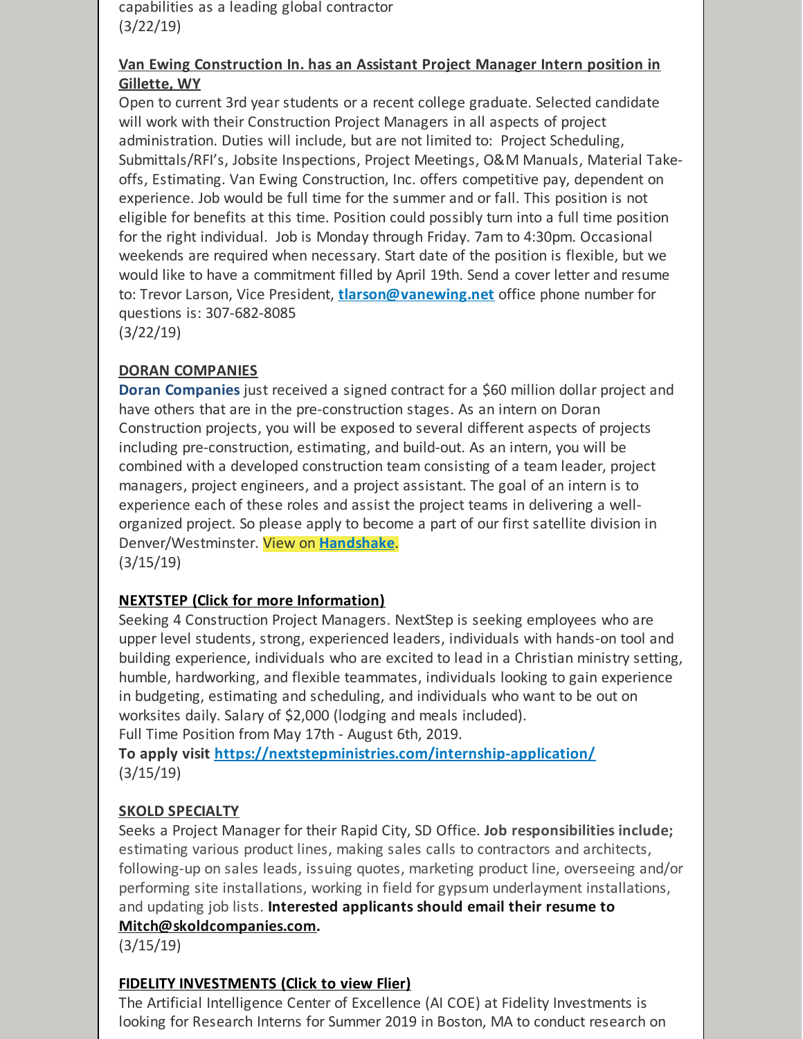capabilities as a leading global contractor
(3/22/19)

**Van Ewing Construction In. has an Assistant Project Manager Intern position in Gillette, WY**

Open to current 3rd year students or a recent college graduate. Selected candidate will work with their Construction Project Managers in all aspects of project administration. Duties will include, but are not limited to: Project Scheduling, Submittals/RFI's, Jobsite Inspections, Project Meetings, O&M Manuals, Material Take-offs, Estimating. Van Ewing Construction, Inc. offers competitive pay, dependent on experience. Job would be full time for the summer and or fall. This position is not eligible for benefits at this time. Position could possibly turn into a full time position for the right individual. Job is Monday through Friday. 7am to 4:30pm. Occasional weekends are required when necessary. Start date of the position is flexible, but we would like to have a commitment filled by April 19th. Send a cover letter and resume to: Trevor Larson, Vice President, **tlarson@vanewing.net** office phone number for questions is: 307-682-8085
(3/22/19)

**DORAN COMPANIES**

**Doran Companies** just received a signed contract for a $60 million dollar project and have others that are in the pre-construction stages. As an intern on Doran Construction projects, you will be exposed to several different aspects of projects including pre-construction, estimating, and build-out. As an intern, you will be combined with a developed construction team consisting of a team leader, project managers, project engineers, and a project assistant. The goal of an intern is to experience each of these roles and assist the project teams in delivering a well-organized project. So please apply to become a part of our first satellite division in Denver/Westminster. View on **Handshake**.
(3/15/19)

**NEXTSTEP (Click for more Information)**

Seeking 4 Construction Project Managers. NextStep is seeking employees who are upper level students, strong, experienced leaders, individuals with hands-on tool and building experience, individuals who are excited to lead in a Christian ministry setting, humble, hardworking, and flexible teammates, individuals looking to gain experience in budgeting, estimating and scheduling, and individuals who want to be out on worksites daily. Salary of $2,000 (lodging and meals included).
Full Time Position from May 17th - August 6th, 2019.
**To apply visit https://nextstepministries.com/internship-application/**
(3/15/19)

**SKOLD SPECIALTY**

Seeks a Project Manager for their Rapid City, SD Office. **Job responsibilities include;** estimating various product lines, making sales calls to contractors and architects, following-up on sales leads, issuing quotes, marketing product line, overseeing and/or performing site installations, working in field for gypsum underlayment installations, and updating job lists. **Interested applicants should email their resume to Mitch@skoldcompanies.com.**
(3/15/19)

**FIDELITY INVESTMENTS (Click to view Flier)**

The Artificial Intelligence Center of Excellence (AI COE) at Fidelity Investments is looking for Research Interns for Summer 2019 in Boston, MA to conduct research on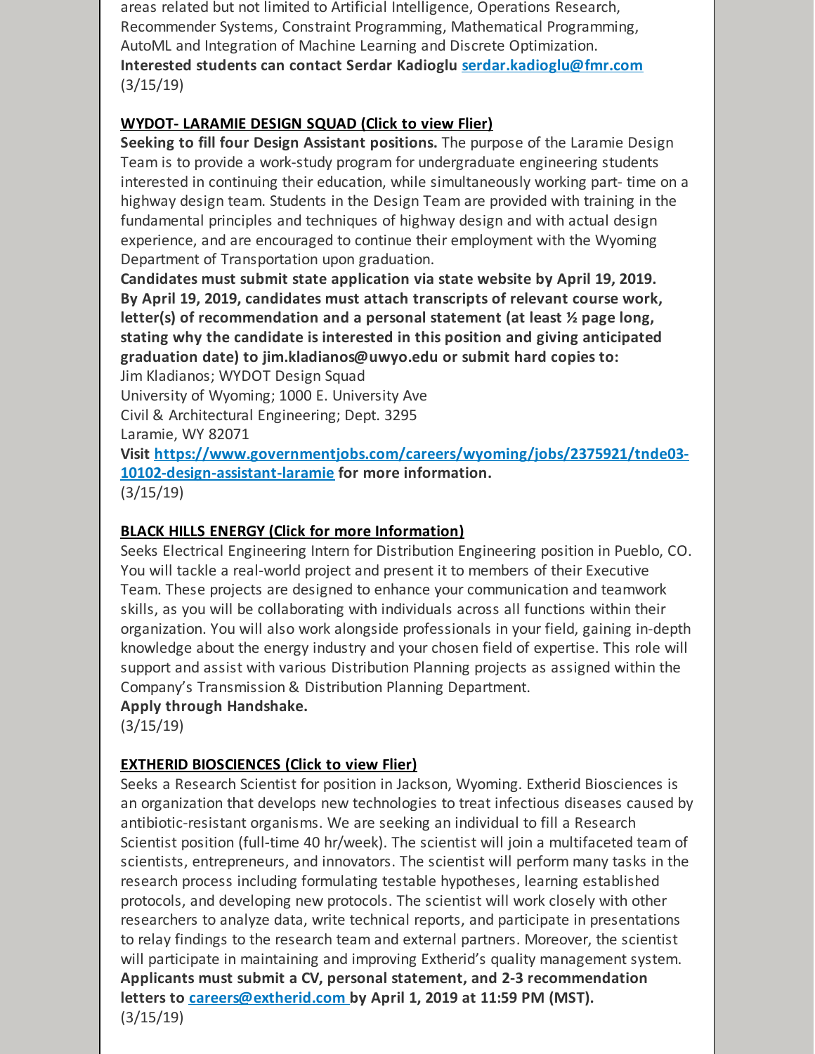areas related but not limited to Artificial Intelligence, Operations Research, Recommender Systems, Constraint Programming, Mathematical Programming, AutoML and Integration of Machine Learning and Discrete Optimization.
**Interested students can contact Serdar Kadioglu [serdar.kadioglu@fmr.com](mailto:serdar.kadioglu@fmr.com)**
(3/15/19)

**WYDOT- LARAMIE DESIGN SQUAD (Click to view Flier)**

**Seeking to fill four Design Assistant positions.** The purpose of the Laramie Design Team is to provide a work-study program for undergraduate engineering students interested in continuing their education, while simultaneously working part- time on a highway design team. Students in the Design Team are provided with training in the fundamental principles and techniques of highway design and with actual design experience, and are encouraged to continue their employment with the Wyoming Department of Transportation upon graduation.
**Candidates must submit state application via state website by April 19, 2019. By April 19, 2019, candidates must attach transcripts of relevant course work, letter(s) of recommendation and a personal statement (at least ½ page long, stating why the candidate is interested in this position and giving anticipated graduation date) to jim.kladianos@uwyo.edu or submit hard copies to:**
Jim Kladianos; WYDOT Design Squad
University of Wyoming; 1000 E. University Ave
Civil & Architectural Engineering; Dept. 3295
Laramie, WY 82071
**Visit [https://www.governmentjobs.com/careers/wyoming/jobs/2375921/tnde03-10102-design-assistant-laramie](https://www.governmentjobs.com/careers/wyoming/jobs/2375921/tnde03-10102-design-assistant-laramie) for more information.**
(3/15/19)

**BLACK HILLS ENERGY (Click for more Information)**

Seeks Electrical Engineering Intern for Distribution Engineering position in Pueblo, CO. You will tackle a real-world project and present it to members of their Executive Team. These projects are designed to enhance your communication and teamwork skills, as you will be collaborating with individuals across all functions within their organization. You will also work alongside professionals in your field, gaining in-depth knowledge about the energy industry and your chosen field of expertise. This role will support and assist with various Distribution Planning projects as assigned within the Company's Transmission & Distribution Planning Department.
**Apply through Handshake.**
(3/15/19)

**EXTHERID BIOSCIENCES (Click to view Flier)**

Seeks a Research Scientist for position in Jackson, Wyoming. Extherid Biosciences is an organization that develops new technologies to treat infectious diseases caused by antibiotic-resistant organisms. We are seeking an individual to fill a Research Scientist position (full-time 40 hr/week). The scientist will join a multifaceted team of scientists, entrepreneurs, and innovators. The scientist will perform many tasks in the research process including formulating testable hypotheses, learning established protocols, and developing new protocols. The scientist will work closely with other researchers to analyze data, write technical reports, and participate in presentations to relay findings to the research team and external partners. Moreover, the scientist will participate in maintaining and improving Extherid's quality management system.
**Applicants must submit a CV, personal statement, and 2-3 recommendation letters to [careers@extherid.com](mailto:careers@extherid.com) by April 1, 2019 at 11:59 PM (MST).**
(3/15/19)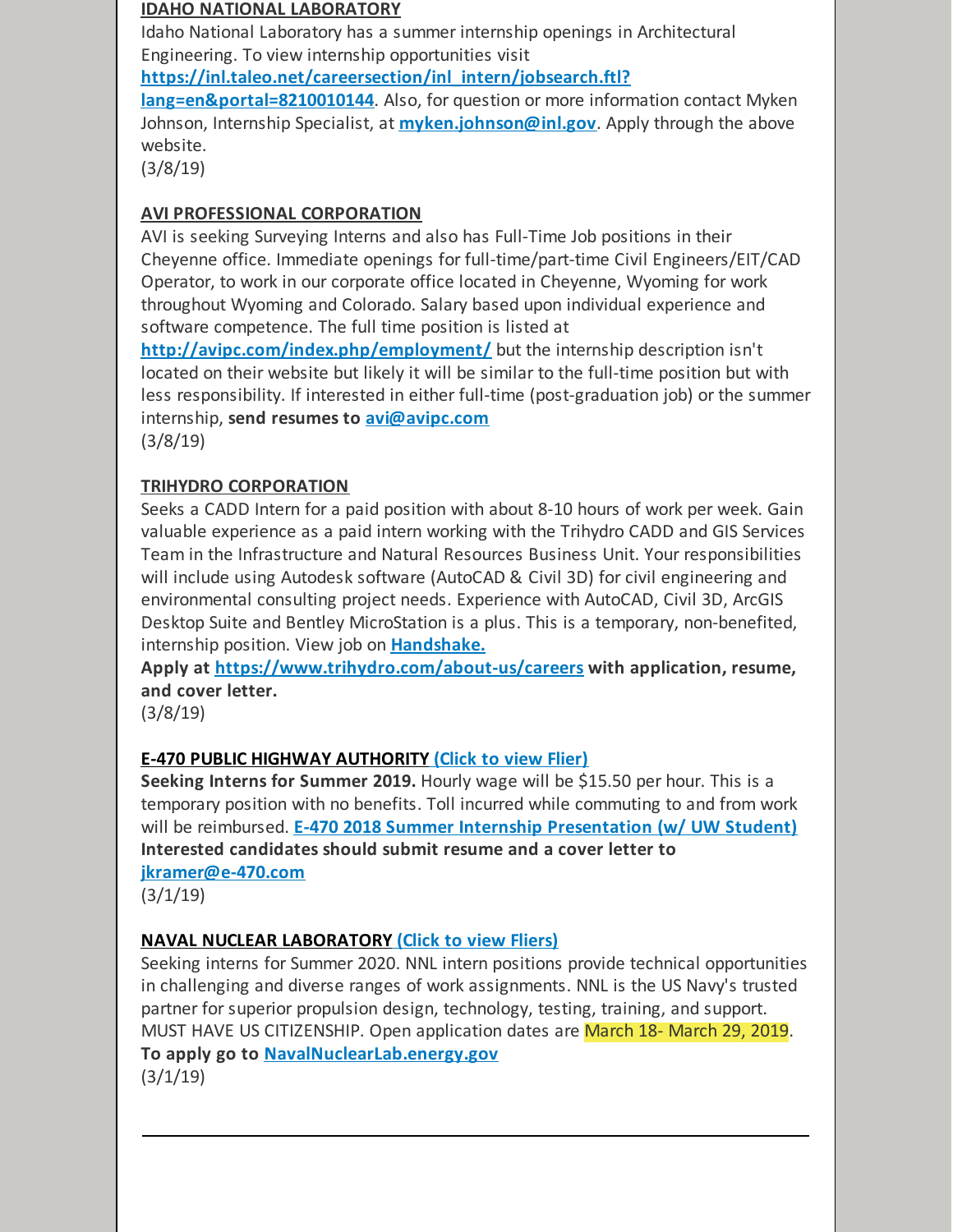**IDAHO NATIONAL LABORATORY**

Idaho National Laboratory has a summer internship openings in Architectural Engineering. To view internship opportunities visit **https://inl.taleo.net/careersection/inl_intern/jobsearch.ftl?lang=en&portal=8210010144**. Also, for question or more information contact Myken Johnson, Internship Specialist, at **myken.johnson@inl.gov**. Apply through the above website.
(3/8/19)

**AVI PROFESSIONAL CORPORATION**

AVI is seeking Surveying Interns and also has Full-Time Job positions in their Cheyenne office. Immediate openings for full-time/part-time Civil Engineers/EIT/CAD Operator, to work in our corporate office located in Cheyenne, Wyoming for work throughout Wyoming and Colorado. Salary based upon individual experience and software competence. The full time position is listed at **http://avipc.com/index.php/employment/** but the internship description isn't located on their website but likely it will be similar to the full-time position but with less responsibility. If interested in either full-time (post-graduation job) or the summer internship, **send resumes to avi@avipc.com**
(3/8/19)

**TRIHYDRO CORPORATION**

Seeks a CADD Intern for a paid position with about 8-10 hours of work per week. Gain valuable experience as a paid intern working with the Trihydro CADD and GIS Services Team in the Infrastructure and Natural Resources Business Unit. Your responsibilities will include using Autodesk software (AutoCAD & Civil 3D) for civil engineering and environmental consulting project needs. Experience with AutoCAD, Civil 3D, ArcGIS Desktop Suite and Bentley MicroStation is a plus. This is a temporary, non-benefited, internship position. View job on **Handshake.**
**Apply at https://www.trihydro.com/about-us/careers with application, resume, and cover letter.**
(3/8/19)

**E-470 PUBLIC HIGHWAY AUTHORITY (Click to view Flier)**

**Seeking Interns for Summer 2019.** Hourly wage will be $15.50 per hour. This is a temporary position with no benefits. Toll incurred while commuting to and from work will be reimbursed. **E-470 2018 Summer Internship Presentation (w/ UW Student)**
**Interested candidates should submit resume and a cover letter to jkramer@e-470.com**
(3/1/19)

**NAVAL NUCLEAR LABORATORY (Click to view Fliers)**

Seeking interns for Summer 2020. NNL intern positions provide technical opportunities in challenging and diverse ranges of work assignments. NNL is the US Navy's trusted partner for superior propulsion design, technology, testing, training, and support. MUST HAVE US CITIZENSHIP. Open application dates are March 18- March 29, 2019.
**To apply go to NavalNuclearLab.energy.gov**
(3/1/19)

---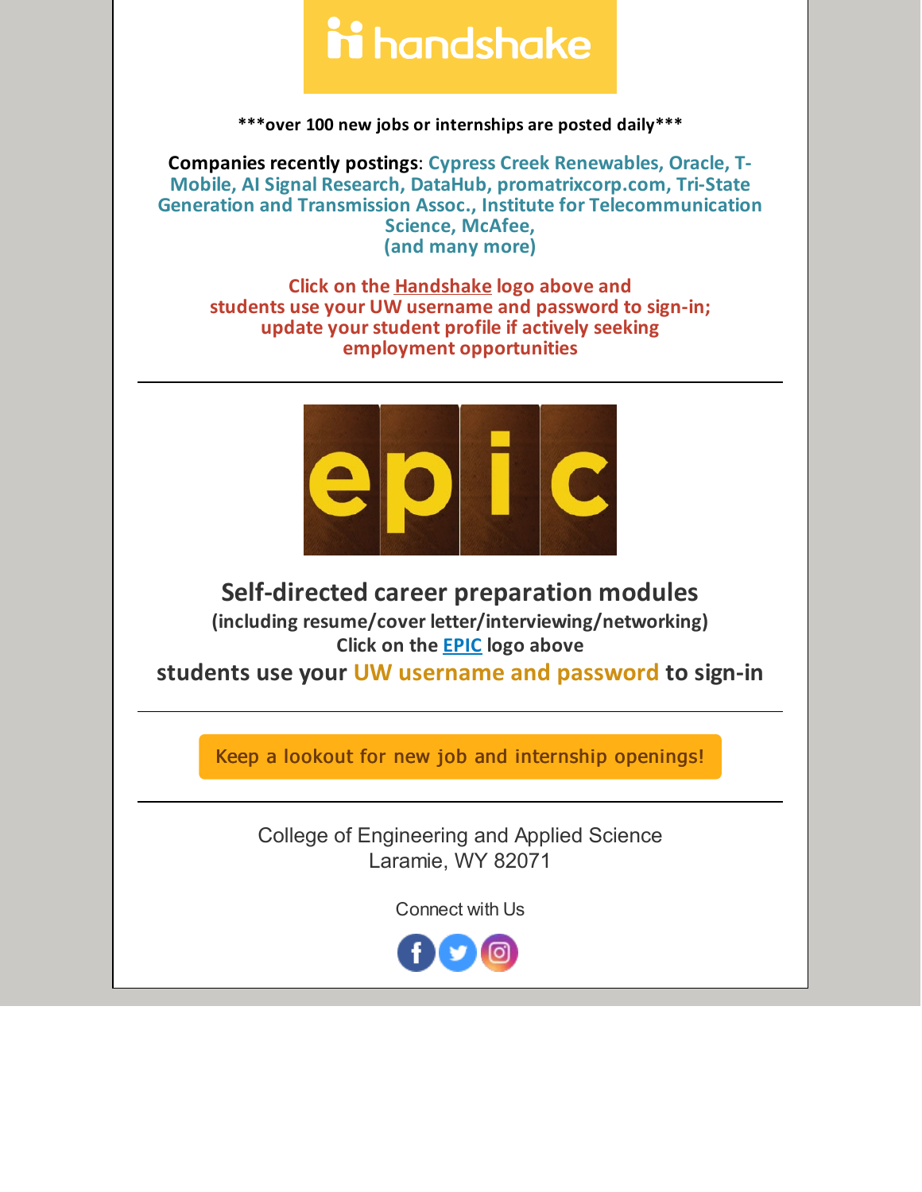handshake

**\*\*\*over 100 new jobs or internships are posted daily\*\*\***

**Companies recently postings**: **Cypress Creek Renewables, Oracle, T-Mobile, AI Signal Research, DataHub, promatrixcorp.com, Tri-State Generation and Transmission Assoc., Institute for Telecommunication Science, McAfee, (and many more)**

**Click on the Handshake logo above and students use your UW username and password to sign-in; update your student profile if actively seeking employment opportunities**

---

epic

## Self-directed career preparation modules

**(including resume/cover letter/interviewing/networking)**
**Click on the EPIC logo above**
**students use your UW username and password to sign-in**

---

Keep a lookout for new job and internship openings!

---

College of Engineering and Applied Science
Laramie, WY 82071

Connect with Us